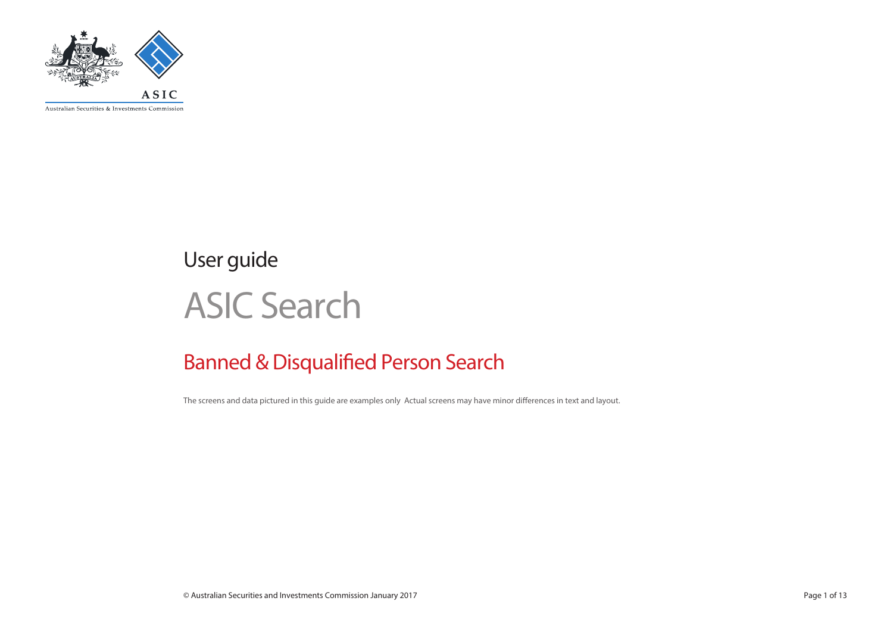ASIC

Australian Securities & Investments Commission

User guide

# ASIC Search

## Banned & Disqualified Person Search

The screens and data pictured in this guide are examples only Actual screens may have minor differences in text and layout.

© Australian Securities and Investments Commission January 2017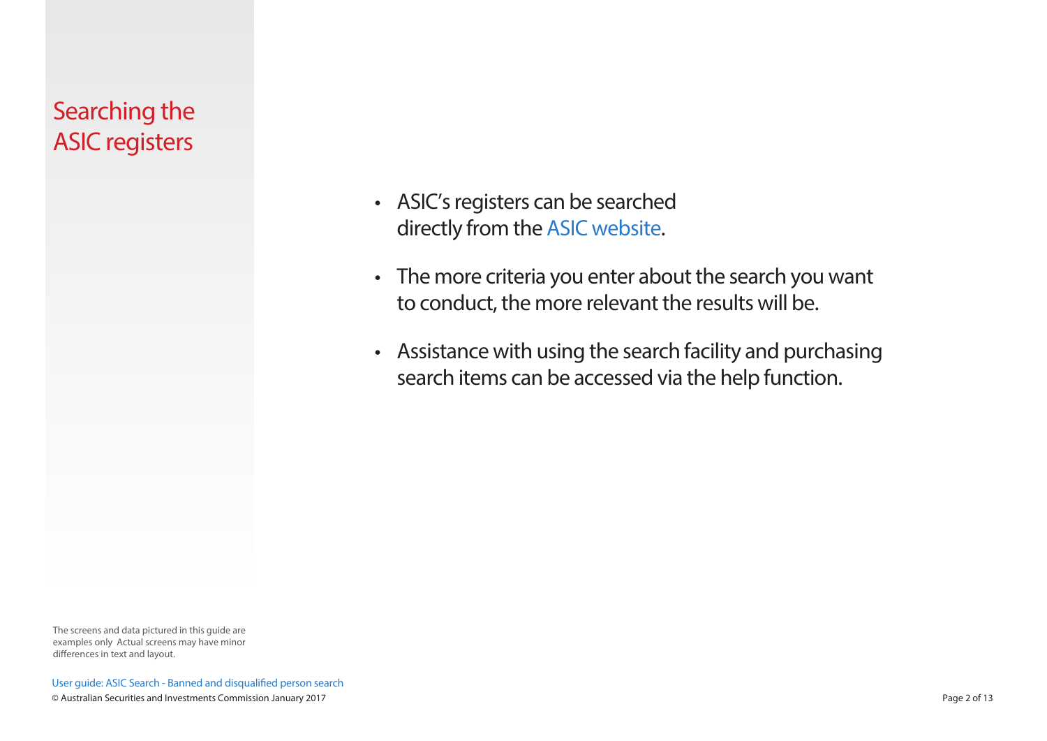# Searching the ASIC registers

- ASIC's registers can be searched directly from the ASIC website.
- The more criteria you enter about the search you want to conduct, the more relevant the results will be.
- Assistance with using the search facility and purchasing search items can be accessed via the help function.

The screens and data pictured in this guide are examples only Actual screens may have minor differences in text and layout.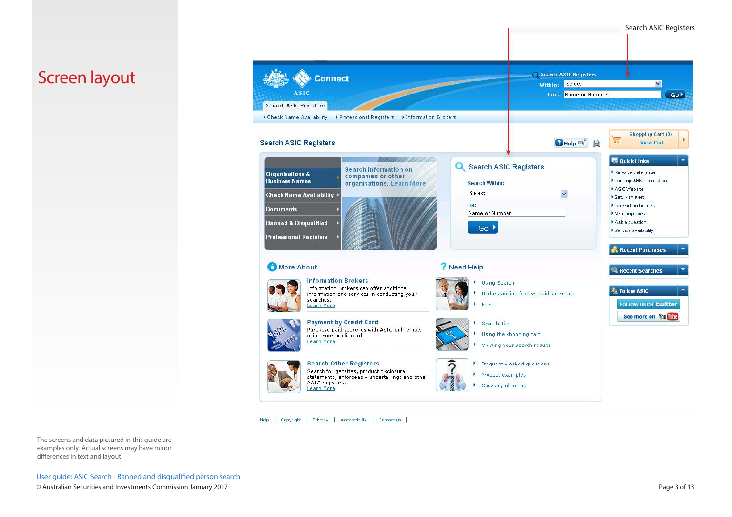# Screen layout

Search ASIC Registers

Connect

ASIC

Search ASIC Registers

Within: Select

For: Name or Number

Go

Search ASIC Registers

Check Name Availability | Professional Registers | Information Brokers

## Search ASIC Registers

Help

Organisations & Business Names

Check Name Availability

Documents

Banned & Disqualified

Professional Registers

Search information on companies or other organisations. Learn More

### Search ASIC Registers

Search Within:

Select

For:

Name or Number

Go

### More About

**Information Brokers**
Information Brokers can offer additional information and services in conducting your searches.
Learn More

**Payment by Credit Card**
Purchase paid searches with ASIC online now using your credit card.
Learn More

**Search Other Registers**
Search for gazettes, product disclosure statements, enforceable undertakings and other ASIC registers.
Learn More

### Need Help

- Using Search
- Understanding free vs paid searches
- Fees
- Search Tips
- Using the shopping cart
- Viewing your search results
- Frequently asked questions
- Product examples
- Glossary of terms

Shopping Cart (0)
View Cart

**Quick Links**

- Report a data issue
- Look up ABN information
- ASIC Website
- Setup an alert
- Information brokers
- NZ Companies
- Ask a question
- Service availability

**Recent Purchases**

**Recent Searches**

**Follow ASIC**

FOLLOW US ON twitter

See more on YouTube

Help | Copyright | Privacy | Accessibility | Contact us |

The screens and data pictured in this guide are examples only Actual screens may have minor differences in text and layout.

User guide: ASIC Search - Banned and disqualified person search

© Australian Securities and Investments Commission January 2017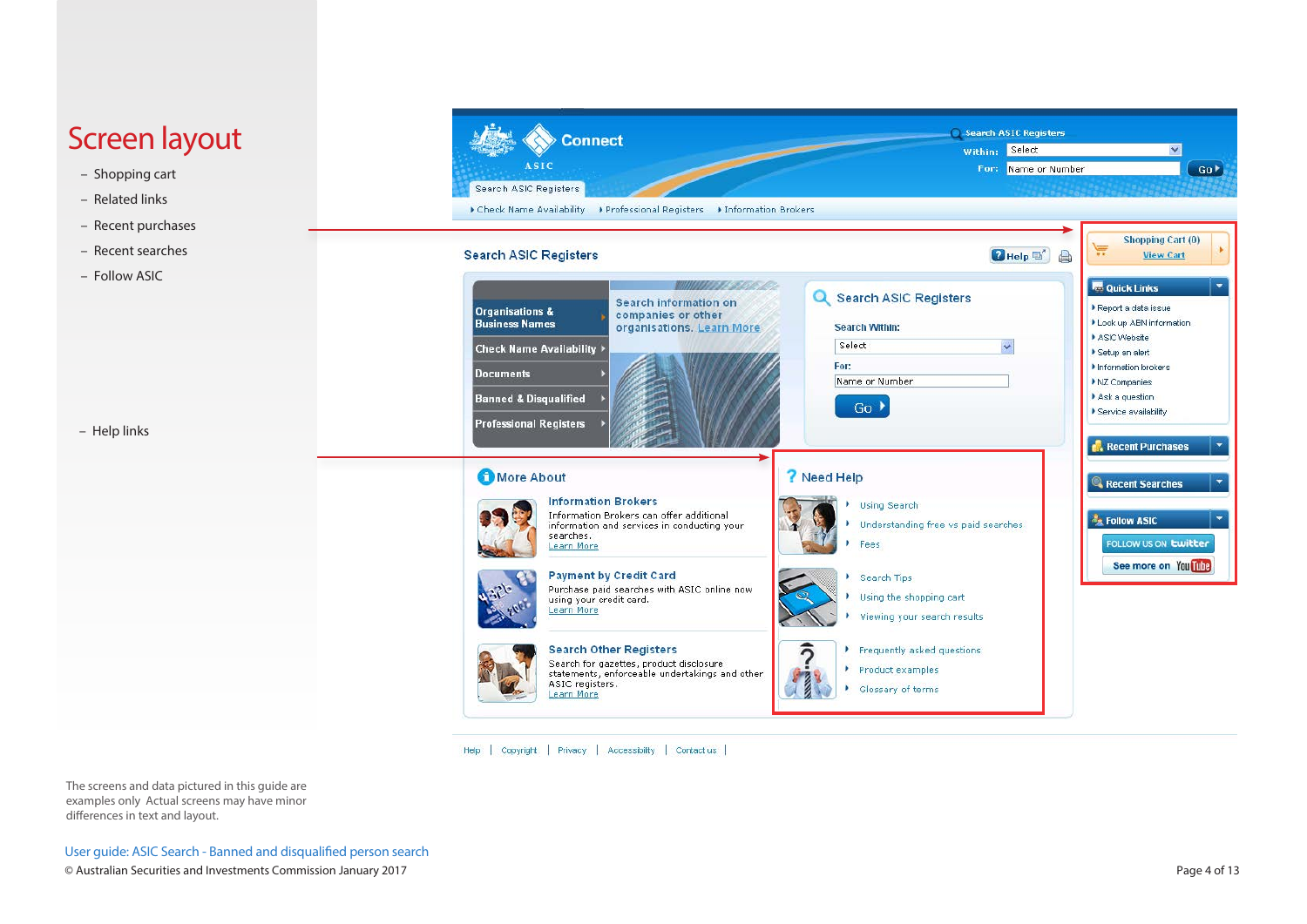# Screen layout

- Shopping cart
- Related links
- Recent purchases
- Recent searches
- Follow ASIC

- Help links

Connect

ASIC

Search ASIC Registers

Within: Select

For: Name or Number

Go

Search ASIC Registers

Check Name Availability | Professional Registers | Information Brokers

Shopping Cart (0)
View Cart

Quick Links

- Report a data issue
- Look up ABN information
- ASIC Website
- Setup an alert
- Information brokers
- NZ Companies
- Ask a question
- Service availability

Recent Purchases

Recent Searches

Follow ASIC

FOLLOW US ON twitter

See more on YouTube

## Search ASIC Registers

Help

- Organisations & Business Names
- Check Name Availability
- Documents
- Banned & Disqualified
- Professional Registers

Search information on companies or other organisations. Learn More

### Search ASIC Registers

Search Within: Select

For: Name or Number

Go

### More About

**Information Brokers**
Information Brokers can offer additional information and services in conducting your searches.
Learn More

**Payment by Credit Card**
Purchase paid searches with ASIC online now using your credit card.
Learn More

**Search Other Registers**
Search for gazettes, product disclosure statements, enforceable undertakings and other ASIC registers.
Learn More

### Need Help

- Using Search
- Understanding free vs paid searches
- Fees
- Search Tips
- Using the shopping cart
- Viewing your search results
- Frequently asked questions
- Product examples
- Glossary of terms

Help | Copyright | Privacy | Accessibility | Contact us

The screens and data pictured in this guide are examples only Actual screens may have minor differences in text and layout.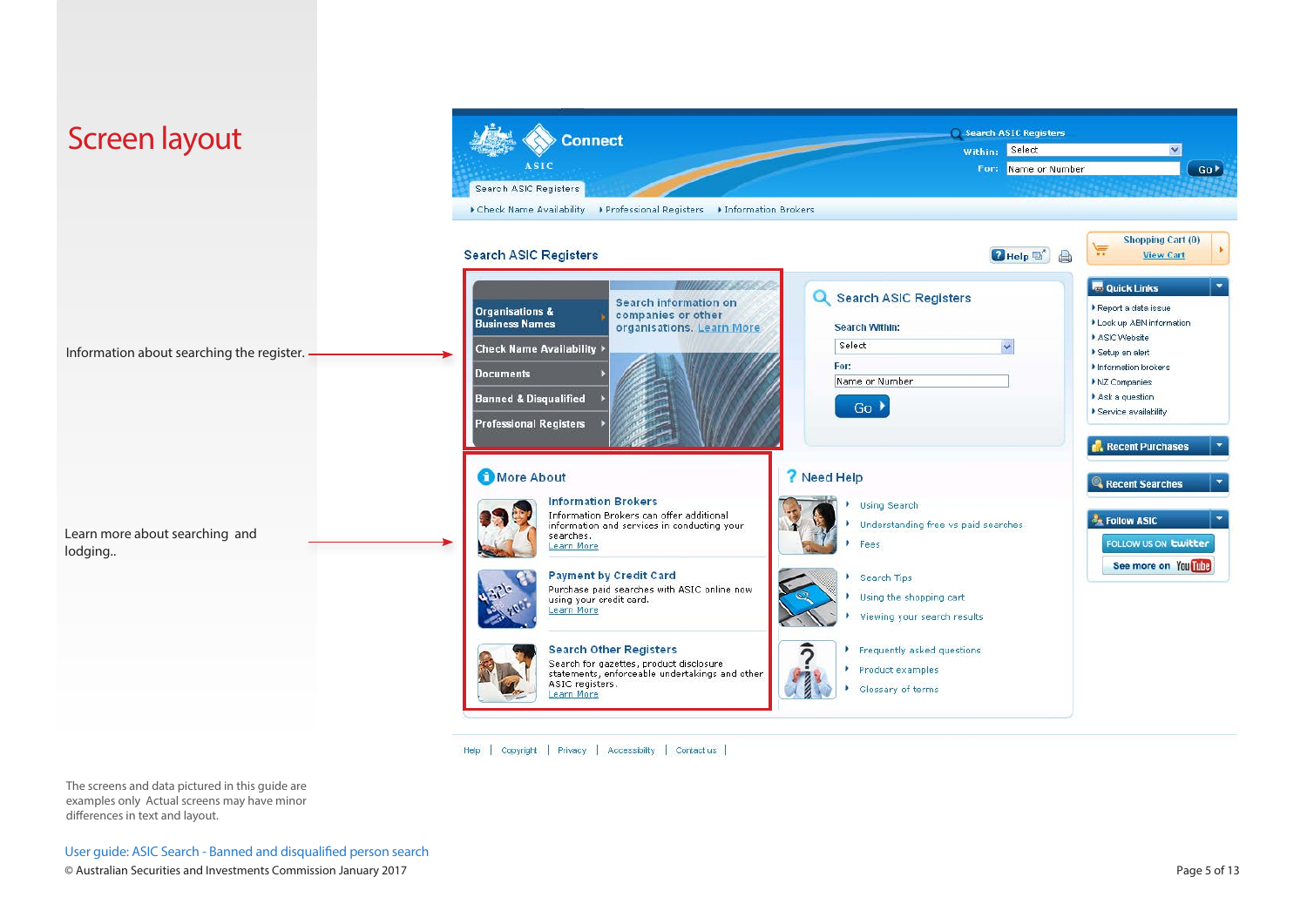# Screen layout

Information about searching the register.

Learn more about searching and lodging..

The screens and data pictured in this guide are examples only Actual screens may have minor differences in text and layout.

Search ASIC Registers

Check Name Availability | Professional Registers | Information Brokers

Search ASIC Registers

Within: Select

For: Name or Number

Go

Organisations & Business Names

Check Name Availability

Documents

Banned & Disqualified

Professional Registers

Search information on companies or other organisations. Learn More

Search Within:

Select

For:

Name or Number

More About

**Information Brokers**

Information Brokers can offer additional information and services in conducting your searches. Learn More

**Payment by Credit Card**

Purchase paid searches with ASIC online now using your credit card. Learn More

**Search Other Registers**

Search for gazettes, product disclosure statements, enforceable undertakings and other ASIC registers. Learn More

Need Help

- Using Search
- Understanding free vs paid searches
- Fees
- Search Tips
- Using the shopping cart
- Viewing your search results
- Frequently asked questions
- Product examples
- Glossary of terms

Shopping Cart (0)

View Cart

Quick Links

- Report a data issue
- Look up ABN information
- ASIC Website
- Setup an alert
- Information brokers
- NZ Companies
- Ask a question
- Service availability

Recent Purchases

Recent Searches

Follow ASIC

FOLLOW US ON twitter

See more on YouTube

Help | Copyright | Privacy | Accessibility | Contact us

User guide: ASIC Search - Banned and disqualified person search

© Australian Securities and Investments Commission January 2017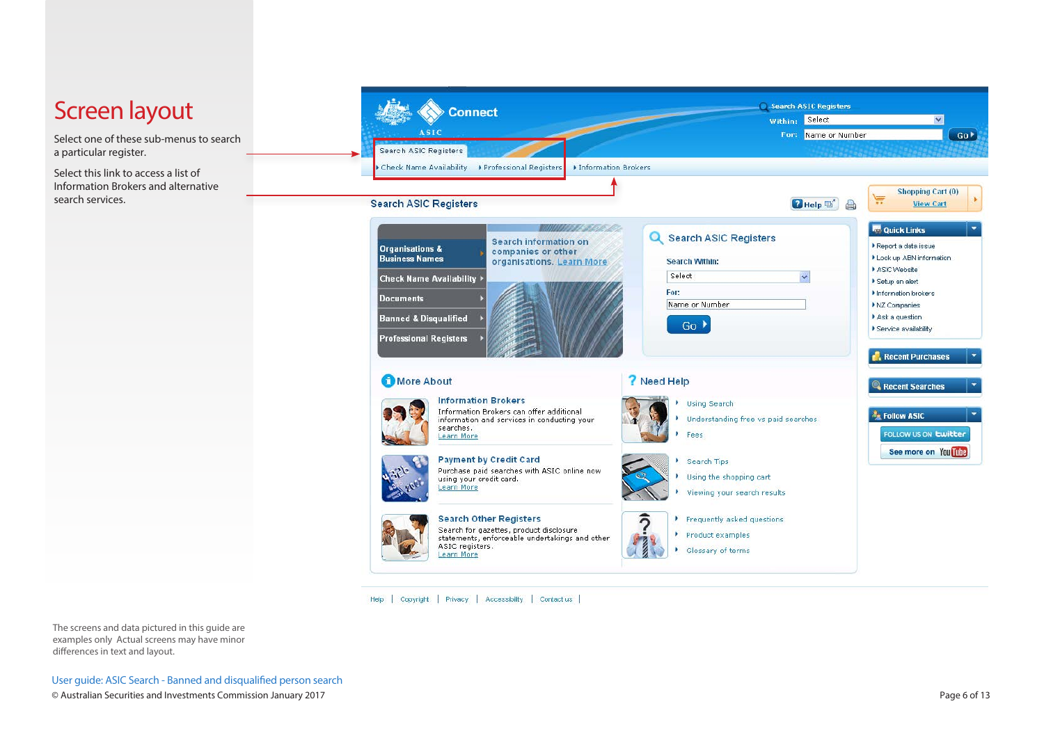# Screen layout

Select one of these sub-menus to search a particular register.

Select this link to access a list of Information Brokers and alternative search services.

The screens and data pictured in this guide are examples only Actual screens may have minor differences in text and layout.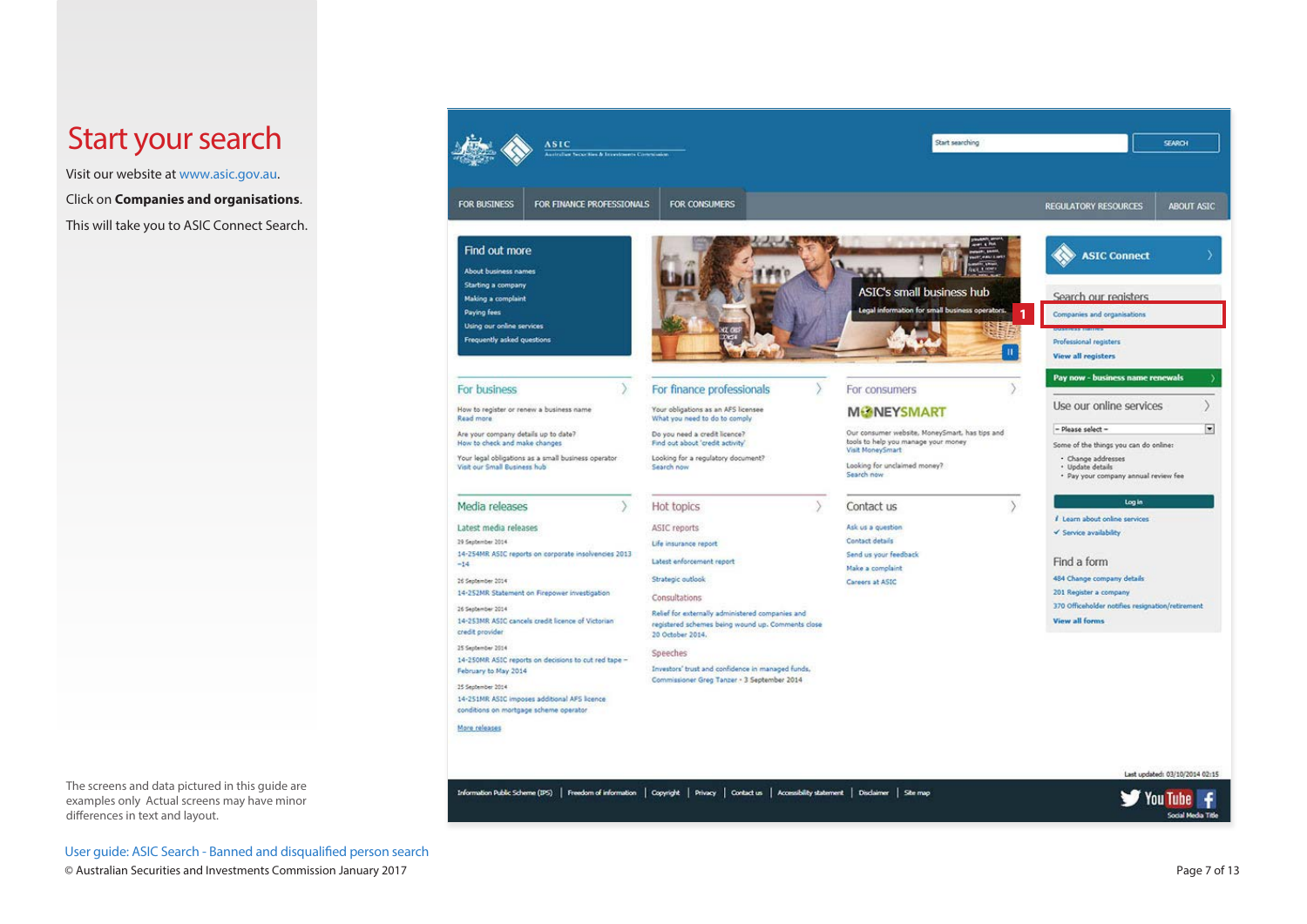# Start your search

Visit our website at www.asic.gov.au.

Click on **Companies and organisations**.

This will take you to ASIC Connect Search.

The screens and data pictured in this guide are examples only Actual screens may have minor differences in text and layout.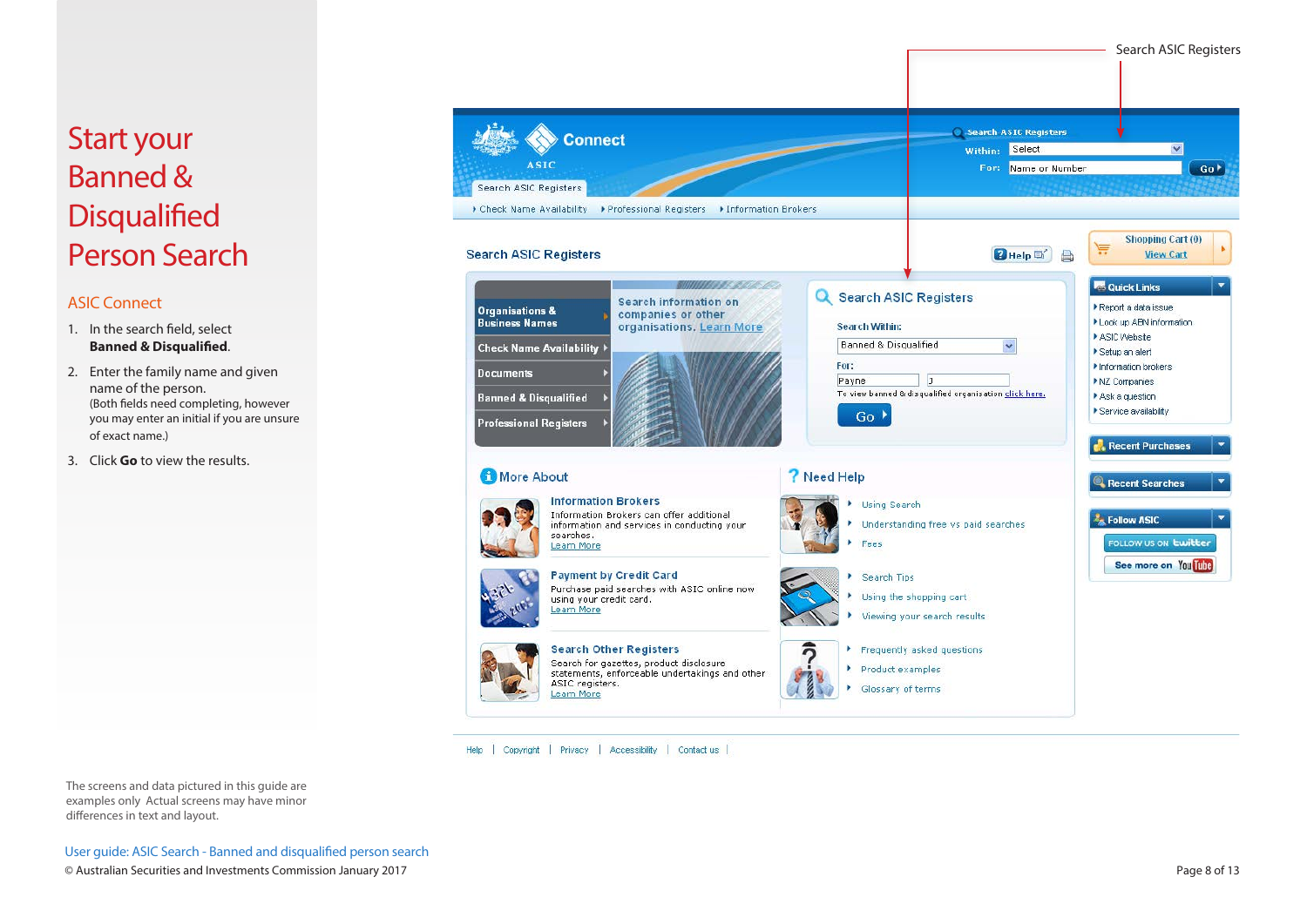# Start your Banned & Disqualified Person Search

## ASIC Connect

1. In the search field, select **Banned & Disqualified**.
2. Enter the family name and given name of the person. (Both fields need completing, however you may enter an initial if you are unsure of exact name.)
3. Click **Go** to view the results.

Search ASIC Registers

The screens and data pictured in this guide are examples only Actual screens may have minor differences in text and layout.

User guide: ASIC Search - Banned and disqualified person search
© Australian Securities and Investments Commission January 2017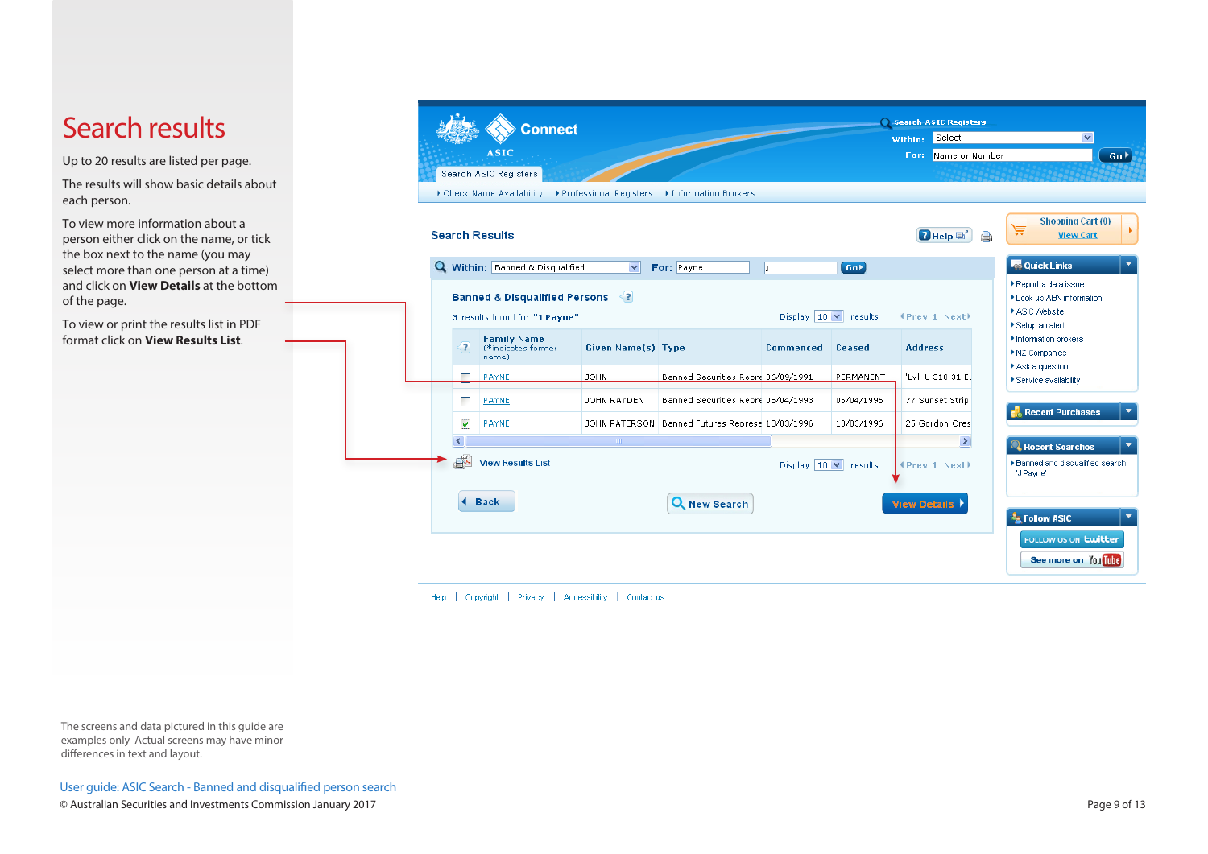# Search results

Up to 20 results are listed per page.

The results will show basic details about each person.

To view more information about a person either click on the name, or tick the box next to the name (you may select more than one person at a time) and click on **View Details** at the bottom of the page.

To view or print the results list in PDF format click on **View Results List**.

The screens and data pictured in this guide are examples only Actual screens may have minor differences in text and layout.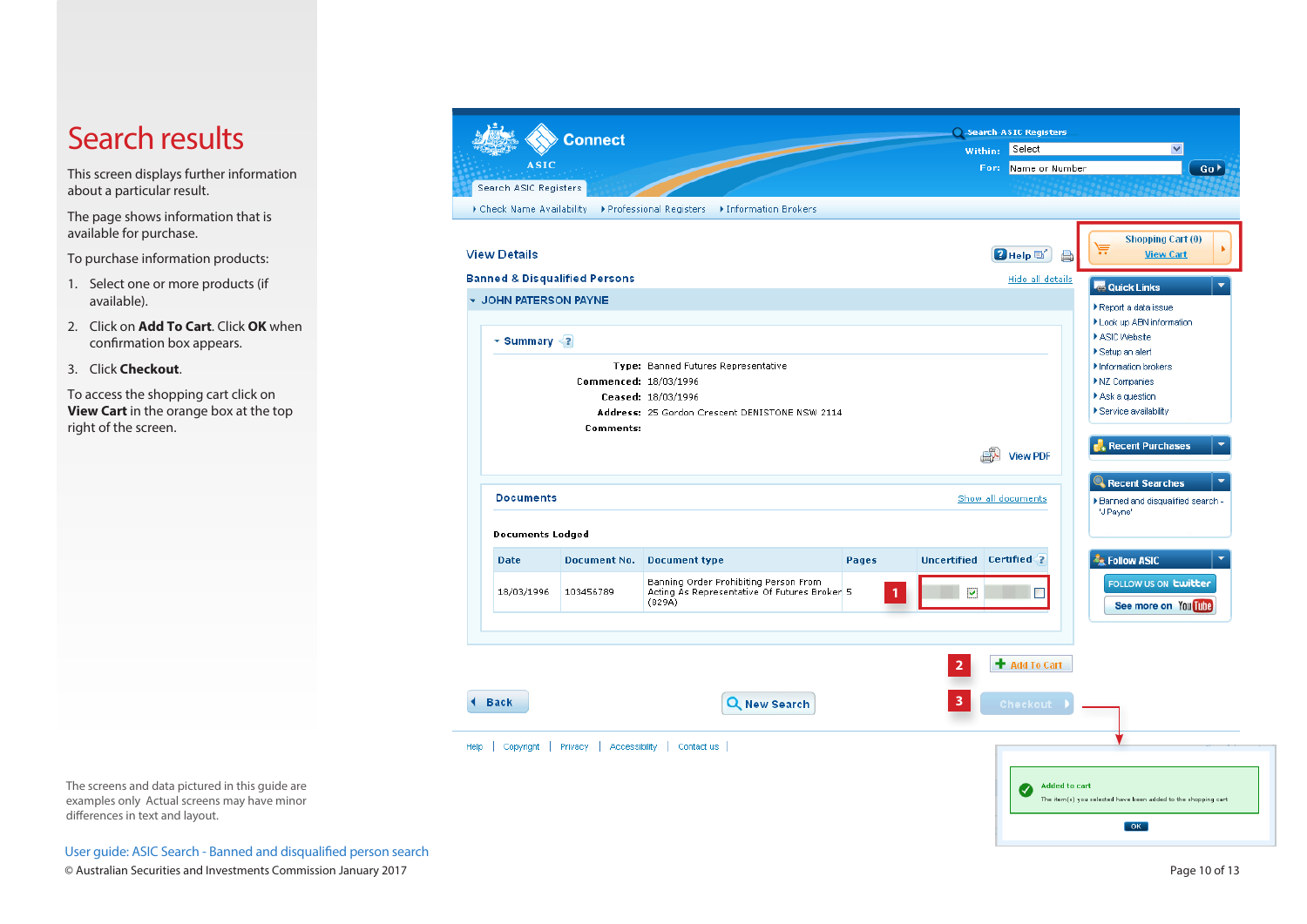# Search results

This screen displays further information about a particular result.

The page shows information that is available for purchase.

To purchase information products:

1. Select one or more products (if available).
2. Click on **Add To Cart**. Click **OK** when confirmation box appears.
3. Click **Checkout**.

To access the shopping cart click on **View Cart** in the orange box at the top right of the screen.

The screens and data pictured in this guide are examples only Actual screens may have minor differences in text and layout.

User guide: ASIC Search - Banned and disqualified person search

© Australian Securities and Investments Commission January 2017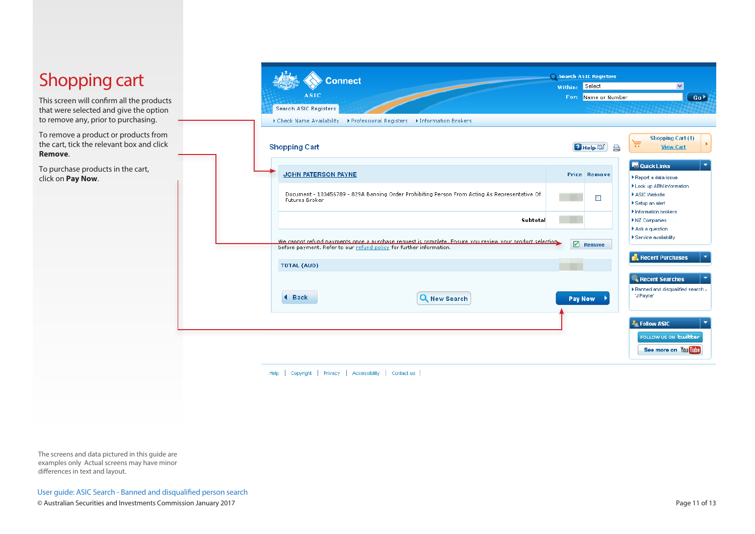# Shopping cart

This screen will confirm all the products that were selected and give the option to remove any, prior to purchasing.

To remove a product or products from the cart, tick the relevant box and click **Remove**.

To purchase products in the cart, click on **Pay Now**.

Search ASIC Registers
Within: Select
For: Name or Number
Go

Search ASIC Registers

Check Name Availability | Professional Registers | Information Brokers

## Shopping Cart

| JOHN PATERSON PAYNE | Price | Remove |
|---|---|---|
| Document - 103456789 - 829A Banning Order Prohibiting Person From Acting As Representative Of Futures Broker | | ☐ |
| Subtotal | | |

We cannot refund payments once a purchase request is complete. Ensure you review your product selection before payment. Refer to our refund policy for further information.

Remove

TOTAL (AUD)

Back | New Search | Pay Now

Shopping Cart (1)
View Cart

Quick Links
- Report a data issue
- Look up ABN information
- ASIC Website
- Setup an alert
- Information brokers
- NZ Companies
- Ask a question
- Service availability

Recent Purchases

Recent Searches
- Banned and disqualified search - 'J Payne'

Follow ASIC

Help | Copyright | Privacy | Accessibility | Contact us

The screens and data pictured in this guide are examples only Actual screens may have minor differences in text and layout.

User guide: ASIC Search - Banned and disqualified person search
© Australian Securities and Investments Commission January 2017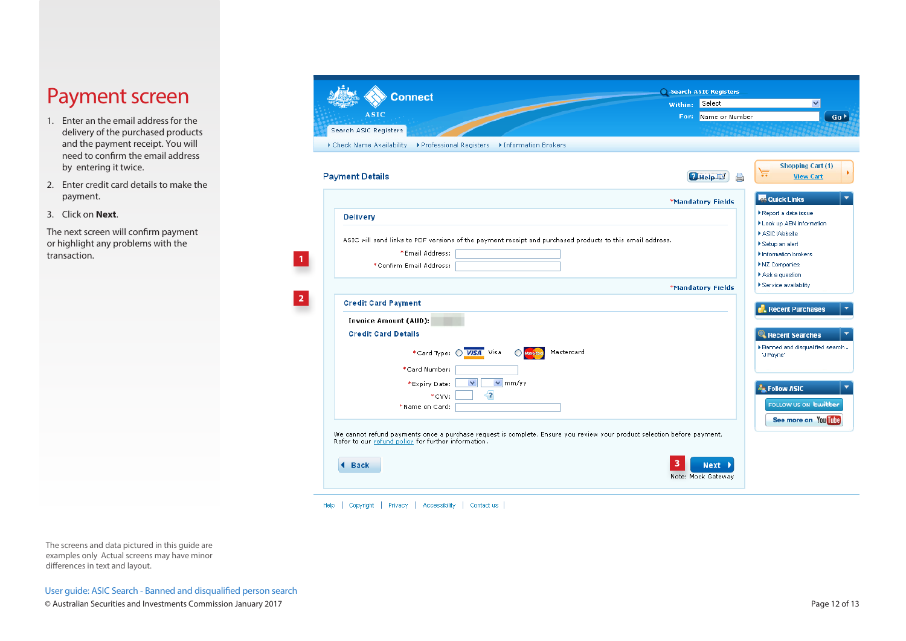# Payment screen

1. Enter an the email address for the delivery of the purchased products and the payment receipt. You will need to confirm the email address by entering it twice.
2. Enter credit card details to make the payment.
3. Click on **Next**.

The next screen will confirm payment or highlight any problems with the transaction.

The screens and data pictured in this guide are examples only Actual screens may have minor differences in text and layout.

User guide: ASIC Search - Banned and disqualified person search

© Australian Securities and Investments Commission January 2017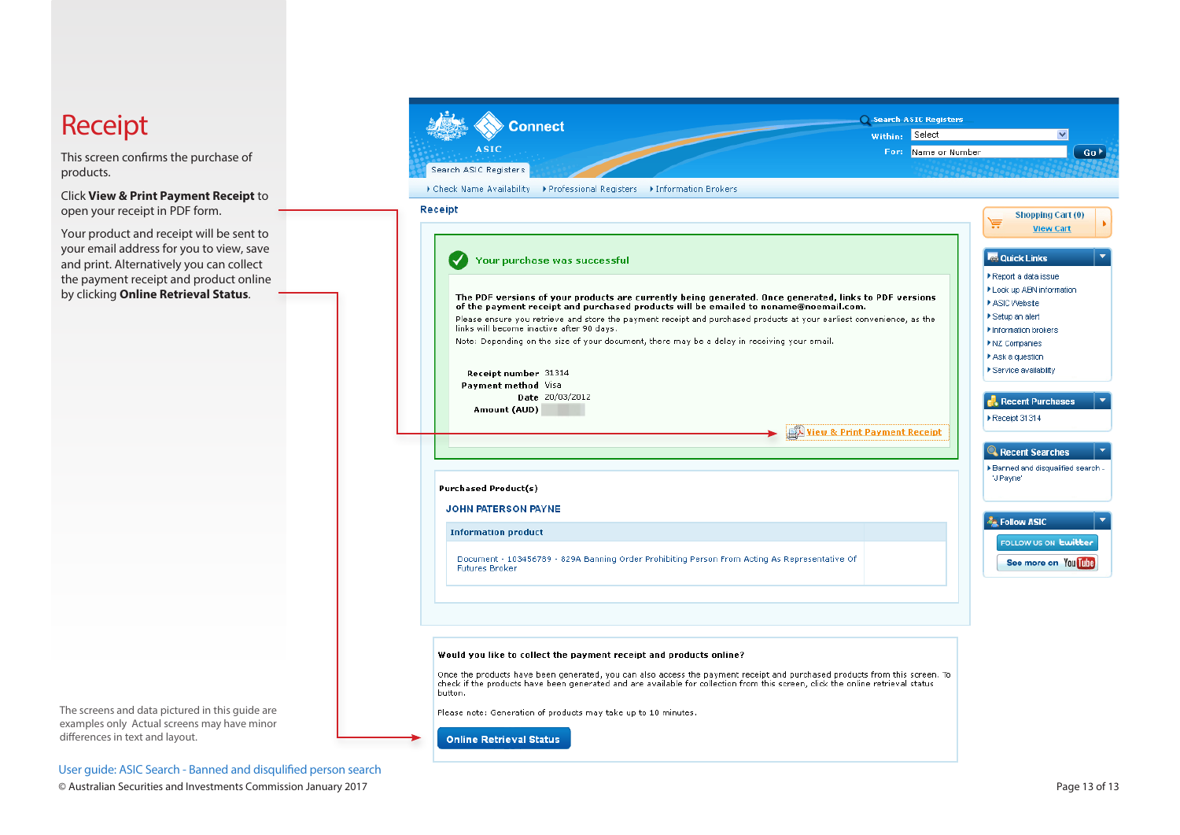# Receipt

This screen confirms the purchase of products.

Click **View & Print Payment Receipt** to open your receipt in PDF form.

Your product and receipt will be sent to your email address for you to view, save and print. Alternatively you can collect the payment receipt and product online by clicking **Online Retrieval Status**.

The screens and data pictured in this guide are examples only Actual screens may have minor differences in text and layout.

Connect ASIC

Search ASIC Registers

Within: Select

For: Name or Number

Go

Search ASIC Registers

Check Name Availability | Professional Registers | Information Brokers

**Receipt**

Your purchase was successful

The PDF versions of your products are currently being generated. Once generated, links to PDF versions of the payment receipt and purchased products will be emailed to noname@noemail.com.

Please ensure you retrieve and store the payment receipt and purchased products at your earliest convenience, as the links will become inactive after 90 days.

Note: Depending on the size of your document, there may be a delay in receiving your email.

| | |
|---|---|
| Receipt number | 31314 |
| Payment method | Visa |
| Date | 20/03/2012 |
| Amount (AUD) | |

View & Print Payment Receipt

**Purchased Product(s)**

JOHN PATERSON PAYNE

| Information product | |
|---|---|
| Document - 103456789 - 829A Banning Order Prohibiting Person From Acting As Representative Of Futures Broker | |

**Would you like to collect the payment receipt and products online?**

Once the products have been generated, you can also access the payment receipt and purchased products from this screen. To check if the products have been generated and are available for collection from this screen, click the online retrieval status button.

Please note: Generation of products may take up to 10 minutes.

Online Retrieval Status

Shopping Cart (0)
View Cart

Quick Links
- Report a data issue
- Look up ABN information
- ASIC Website
- Setup an alert
- Information brokers
- NZ Companies
- Ask a question
- Service availability

Recent Purchases
- Receipt 31314

Recent Searches
- Banned and disqualified search - 'J Payne'

Follow ASIC
- FOLLOW US ON twitter
- See more on YouTube

User guide: ASIC Search - Banned and disqulified person search

© Australian Securities and Investments Commission January 2017